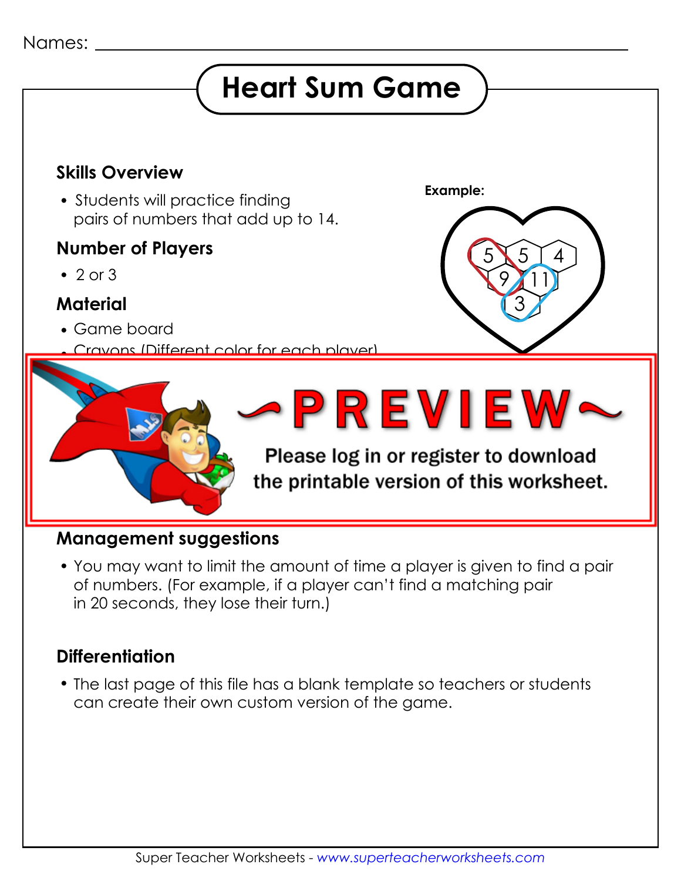Names: ___________________________________________

# Heart Sum Game

## Skills Overview

- Students will practice finding pairs of numbers that add up to 14.

## Number of Players

- 2 or 3

## Material

- Game board
- Crayons (Different color for each player)

**Example:**

5 5 4
9 11
3

~PREVIEW~

Please log in or register to download the printable version of this worksheet.

## Management suggestions

- You may want to limit the amount of time a player is given to find a pair of numbers. (For example, if a player can't find a matching pair in 20 seconds, they lose their turn.)

## Differentiation

- The last page of this file has a blank template so teachers or students can create their own custom version of the game.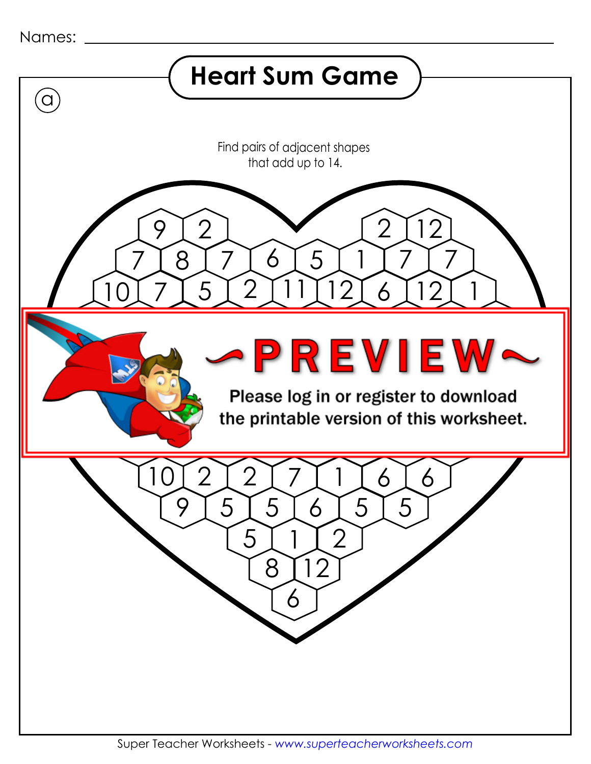Names: ___________________________

# Heart Sum Game

(a)

Find pairs of adjacent shapes that add up to 14.

9 2 2 12

7 8 7 6 5 1 7 7

10 7 5 2 11 12 6 12 1

~PREVIEW~

Please log in or register to download the printable version of this worksheet.

10 2 2 7 1 6 6

9 5 5 6 5 5

5 1 2

8 12

6

Super Teacher Worksheets - www.superteacherworksheets.com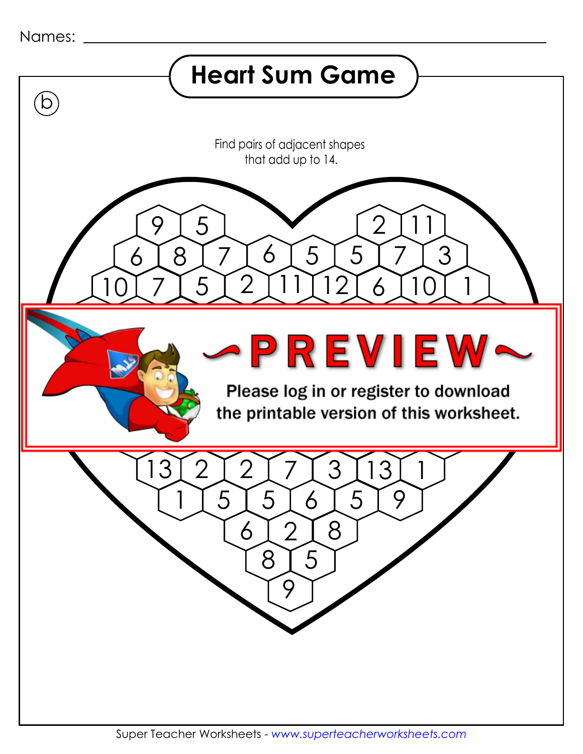Names: ______________________________

# Heart Sum Game

(b)

Find pairs of adjacent shapes that add up to 14.

9 5 2 11

6 8 7 6 5 5 7 3

10 7 5 2 11 12 6 10 1

~PREVIEW~

Please log in or register to download the printable version of this worksheet.

13 2 2 7 3 13 1

1 5 5 6 5 9

6 2 8

8 5

9

Super Teacher Worksheets - www.superteacherworksheets.com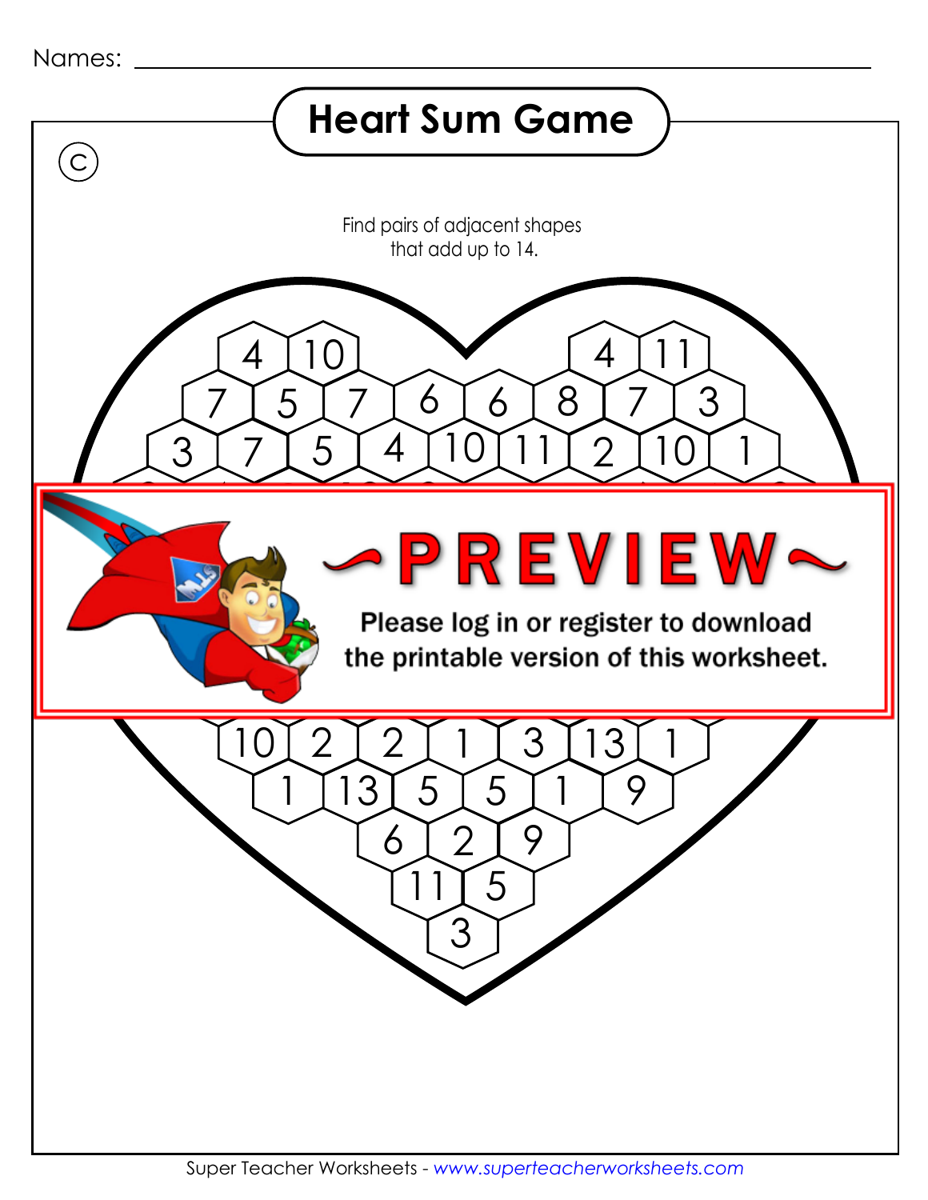Names: ______________________________

# Heart Sum Game

Ⓒ

Find pairs of adjacent shapes that add up to 14.

4 10 4 11

7 5 7 6 6 8 7 3

3 7 5 4 10 11 2 10 1

~PREVIEW~

Please log in or register to download the printable version of this worksheet.

10 2 2 1 3 13 1

1 13 5 5 1 9

6 2 9

11 5

3

Super Teacher Worksheets - *www.superteacherworksheets.com*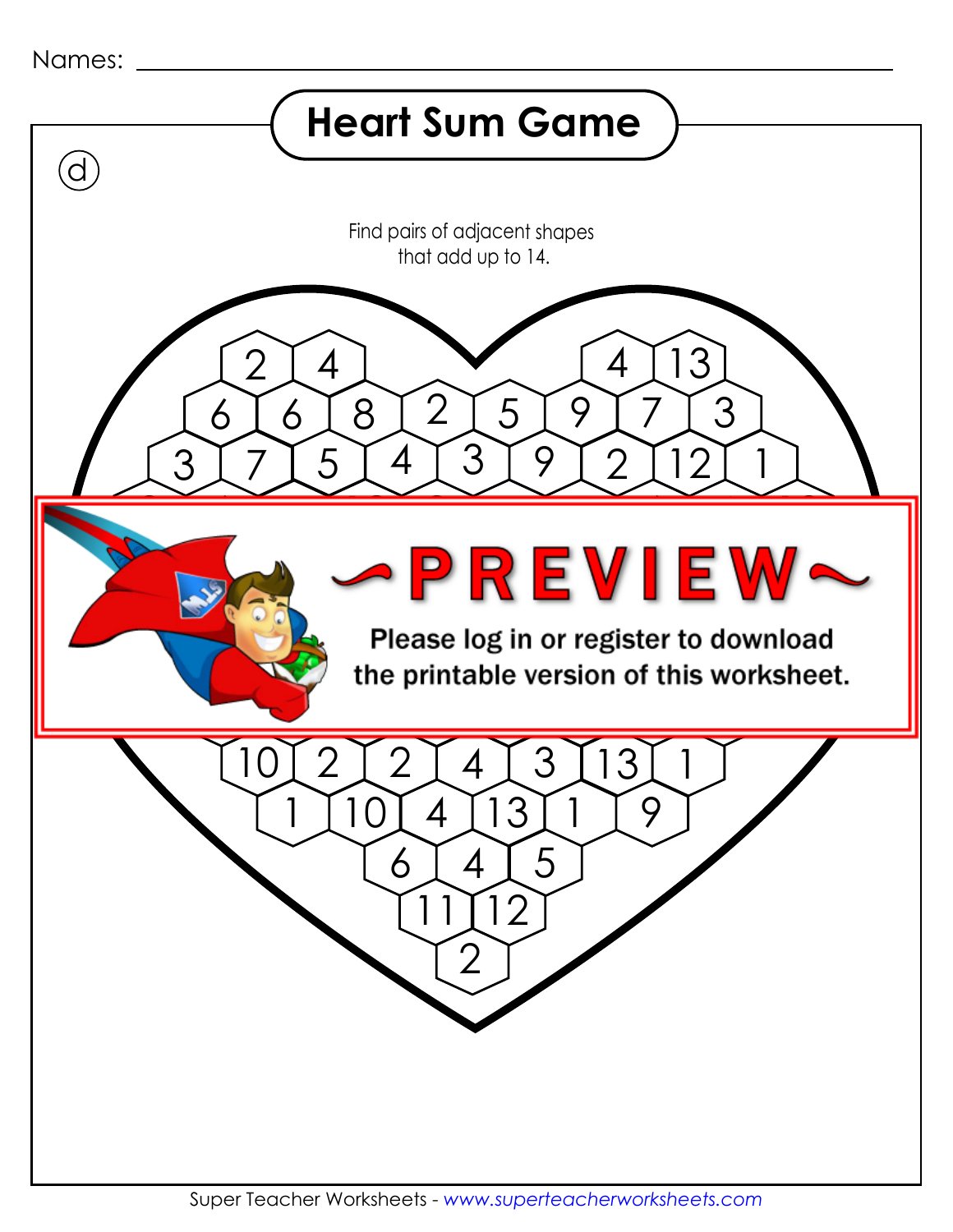Names: ___________________________________

# Heart Sum Game

(d)

Find pairs of adjacent shapes
that add up to 14.

2 4 4 13

6 6 8 2 5 9 7 3

3 7 5 4 3 9 2 12 1

~PREVIEW~

Please log in or register to download the printable version of this worksheet.

10 2 2 4 3 13 1

1 10 4 13 1 9

6 4 5

11 12

2

Super Teacher Worksheets - www.superteacherworksheets.com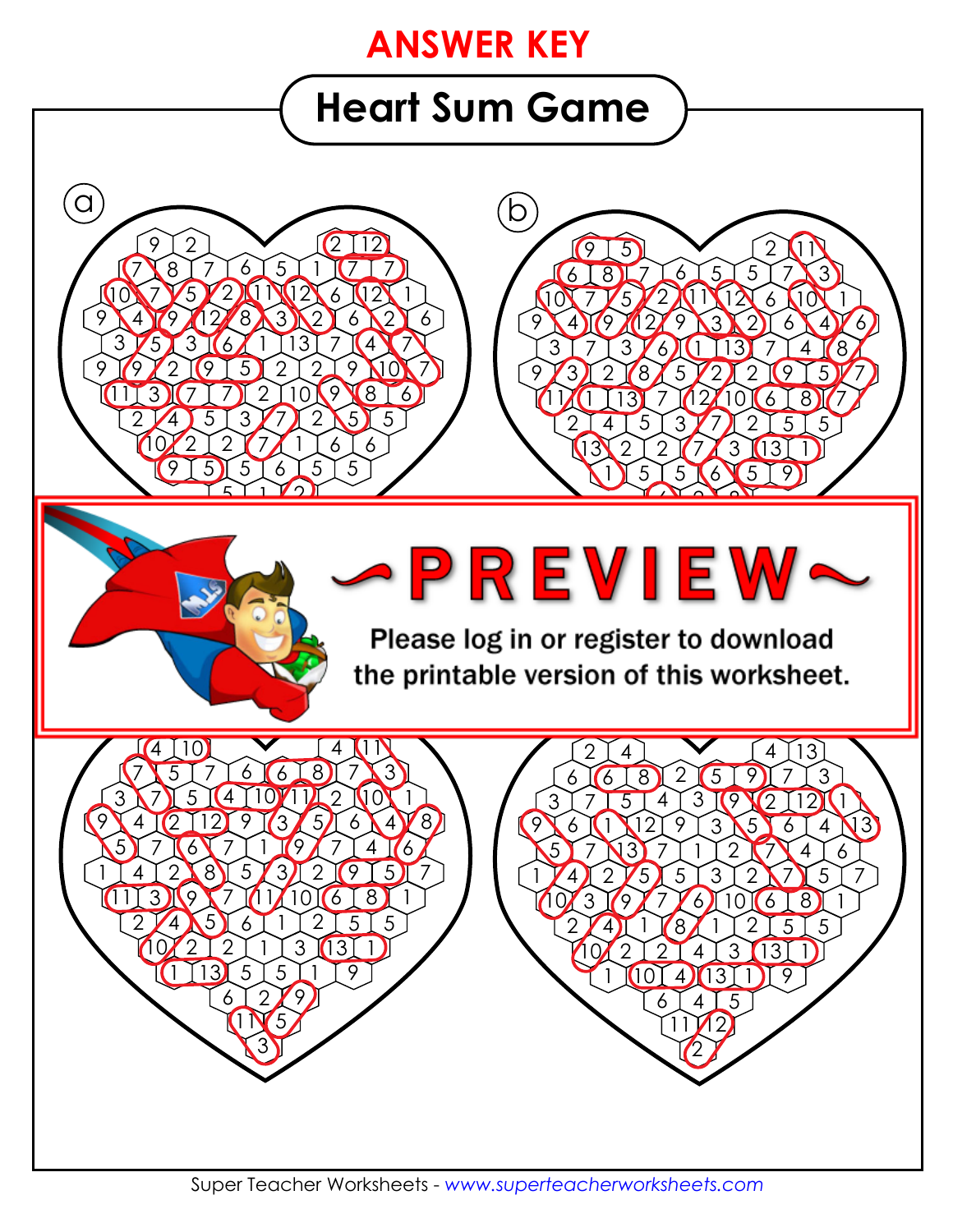# ANSWER KEY

## Heart Sum Game

ⓐ

ⓑ

~PREVIEW~

Please log in or register to download the printable version of this worksheet.

Super Teacher Worksheets - www.superteacherworksheets.com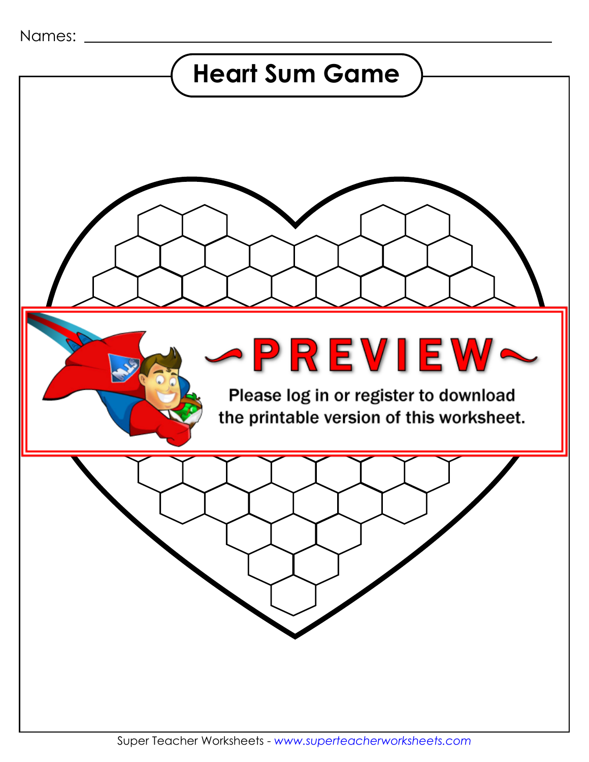Names: ______________________________________________

# Heart Sum Game

~PREVIEW~

Please log in or register to download the printable version of this worksheet.